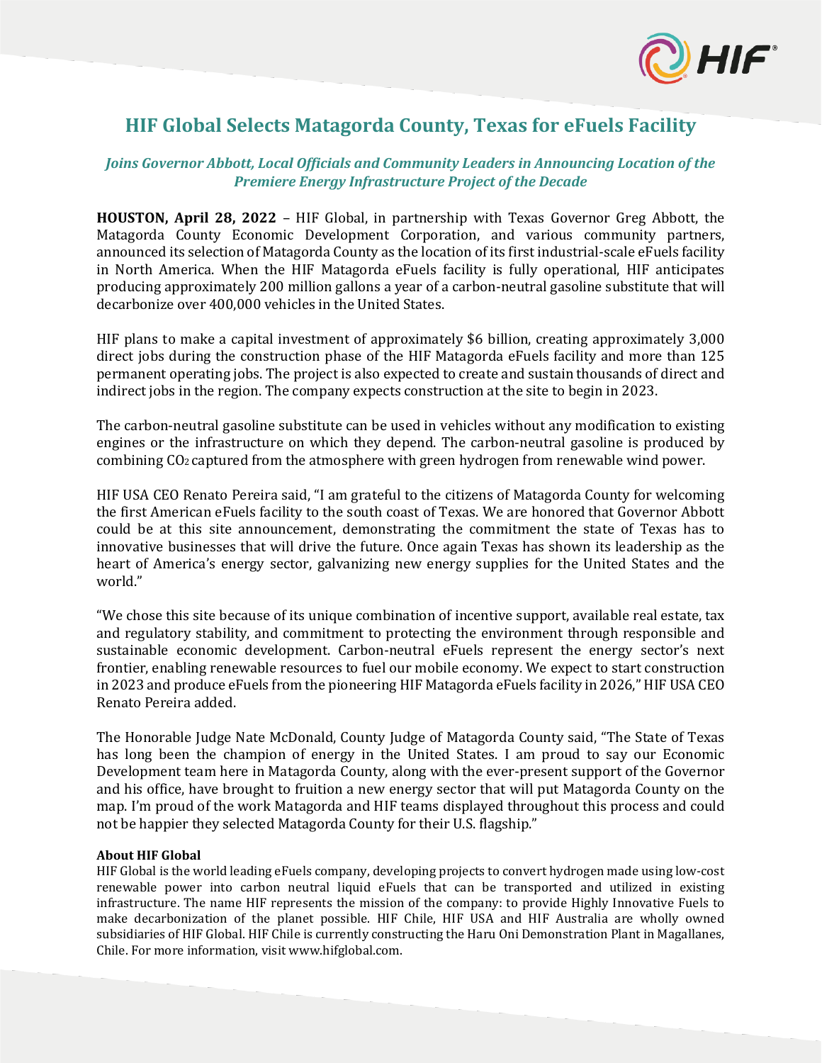# HIF Global Selects Matagorda County, Texas for eFuels Facility

## *Joins Governor Abbott, Local Officials and Community Leaders in Announcing Location of the Premiere Energy Infrastructure Project of the Decade*

**HOUSTON, April 28, 2022** – HIF Global, in partnership with Texas Governor Greg Abbott, the Matagorda County Economic Development Corporation, and various community partners, announced its selection of Matagorda County as the location of its first industrial-scale eFuels facility in North America. When the HIF Matagorda eFuels facility is fully operational, HIF anticipates producing approximately 200 million gallons a year of a carbon-neutral gasoline substitute that will decarbonize over 400,000 vehicles in the United States.

HIF plans to make a capital investment of approximately $6 billion, creating approximately 3,000 direct jobs during the construction phase of the HIF Matagorda eFuels facility and more than 125 permanent operating jobs. The project is also expected to create and sustain thousands of direct and indirect jobs in the region. The company expects construction at the site to begin in 2023.

The carbon-neutral gasoline substitute can be used in vehicles without any modification to existing engines or the infrastructure on which they depend. The carbon-neutral gasoline is produced by combining $CO_2$ captured from the atmosphere with green hydrogen from renewable wind power.

HIF USA CEO Renato Pereira said, "I am grateful to the citizens of Matagorda County for welcoming the first American eFuels facility to the south coast of Texas. We are honored that Governor Abbott could be at this site announcement, demonstrating the commitment the state of Texas has to innovative businesses that will drive the future. Once again Texas has shown its leadership as the heart of America's energy sector, galvanizing new energy supplies for the United States and the world."

"We chose this site because of its unique combination of incentive support, available real estate, tax and regulatory stability, and commitment to protecting the environment through responsible and sustainable economic development. Carbon-neutral eFuels represent the energy sector's next frontier, enabling renewable resources to fuel our mobile economy. We expect to start construction in 2023 and produce eFuels from the pioneering HIF Matagorda eFuels facility in 2026," HIF USA CEO Renato Pereira added.

The Honorable Judge Nate McDonald, County Judge of Matagorda County said, "The State of Texas has long been the champion of energy in the United States. I am proud to say our Economic Development team here in Matagorda County, along with the ever-present support of the Governor and his office, have brought to fruition a new energy sector that will put Matagorda County on the map. I'm proud of the work Matagorda and HIF teams displayed throughout this process and could not be happier they selected Matagorda County for their U.S. flagship."

**About HIF Global**

HIF Global is the world leading eFuels company, developing projects to convert hydrogen made using low-cost renewable power into carbon neutral liquid eFuels that can be transported and utilized in existing infrastructure. The name HIF represents the mission of the company: to provide Highly Innovative Fuels to make decarbonization of the planet possible. HIF Chile, HIF USA and HIF Australia are wholly owned subsidiaries of HIF Global. HIF Chile is currently constructing the Haru Oni Demonstration Plant in Magallanes, Chile. For more information, visit www.hifglobal.com.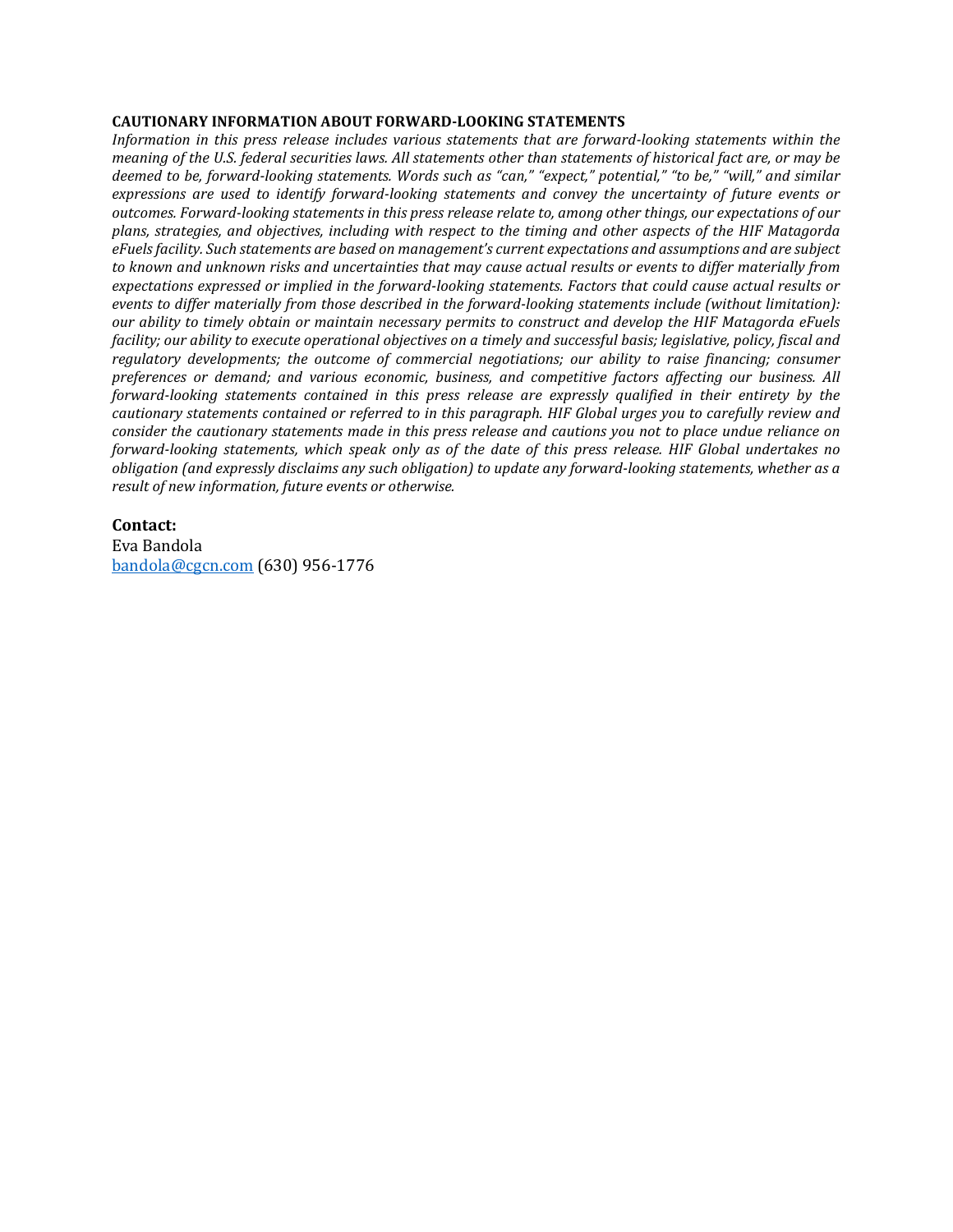**CAUTIONARY INFORMATION ABOUT FORWARD-LOOKING STATEMENTS**

*Information in this press release includes various statements that are forward-looking statements within the meaning of the U.S. federal securities laws. All statements other than statements of historical fact are, or may be deemed to be, forward-looking statements. Words such as "can," "expect," potential," "to be," "will," and similar expressions are used to identify forward-looking statements and convey the uncertainty of future events or outcomes. Forward-looking statements in this press release relate to, among other things, our expectations of our plans, strategies, and objectives, including with respect to the timing and other aspects of the HIF Matagorda eFuels facility. Such statements are based on management's current expectations and assumptions and are subject to known and unknown risks and uncertainties that may cause actual results or events to differ materially from expectations expressed or implied in the forward-looking statements. Factors that could cause actual results or events to differ materially from those described in the forward-looking statements include (without limitation): our ability to timely obtain or maintain necessary permits to construct and develop the HIF Matagorda eFuels facility; our ability to execute operational objectives on a timely and successful basis; legislative, policy, fiscal and regulatory developments; the outcome of commercial negotiations; our ability to raise financing; consumer preferences or demand; and various economic, business, and competitive factors affecting our business. All forward-looking statements contained in this press release are expressly qualified in their entirety by the cautionary statements contained or referred to in this paragraph. HIF Global urges you to carefully review and consider the cautionary statements made in this press release and cautions you not to place undue reliance on forward-looking statements, which speak only as of the date of this press release. HIF Global undertakes no obligation (and expressly disclaims any such obligation) to update any forward-looking statements, whether as a result of new information, future events or otherwise.*

**Contact:**

Eva Bandola
bandola@cgcn.com (630) 956-1776